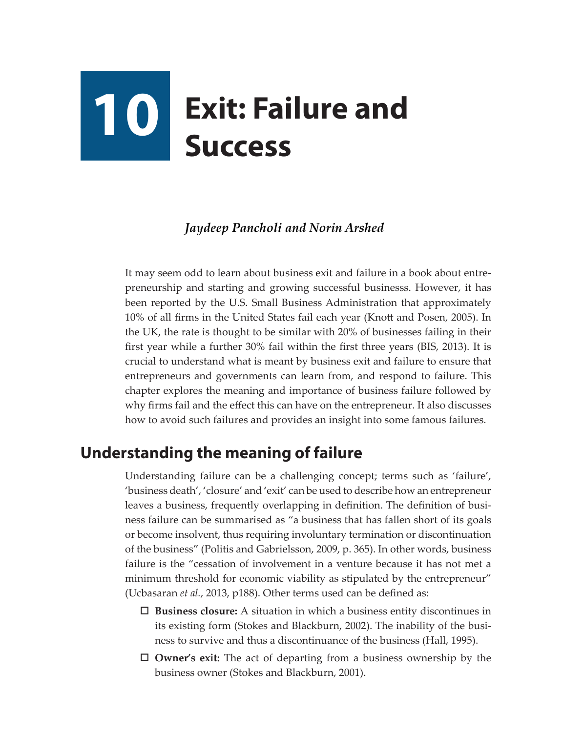# 10 Exit: Failure and Success

*Jaydeep Pancholi and Norin Arshed*

It may seem odd to learn about business exit and failure in a book about entrepreneurship and starting and growing successful businesss. However, it has been reported by the U.S. Small Business Administration that approximately 10% of all firms in the United States fail each year (Knott and Posen, 2005). In the UK, the rate is thought to be similar with 20% of businesses failing in their first year while a further 30% fail within the first three years (BIS, 2013). It is crucial to understand what is meant by business exit and failure to ensure that entrepreneurs and governments can learn from, and respond to failure. This chapter explores the meaning and importance of business failure followed by why firms fail and the effect this can have on the entrepreneur. It also discusses how to avoid such failures and provides an insight into some famous failures.

## Understanding the meaning of failure

Understanding failure can be a challenging concept; terms such as 'failure', 'business death', 'closure' and 'exit' can be used to describe how an entrepreneur leaves a business, frequently overlapping in definition. The definition of business failure can be summarised as "a business that has fallen short of its goals or become insolvent, thus requiring involuntary termination or discontinuation of the business" (Politis and Gabrielsson, 2009, p. 365). In other words, business failure is the "cessation of involvement in a venture because it has not met a minimum threshold for economic viability as stipulated by the entrepreneur" (Ucbasaran *et al.*, 2013, p188). Other terms used can be defined as:

- **Business closure:** A situation in which a business entity discontinues in its existing form (Stokes and Blackburn, 2002). The inability of the business to survive and thus a discontinuance of the business (Hall, 1995).
- **Owner's exit:** The act of departing from a business ownership by the business owner (Stokes and Blackburn, 2001).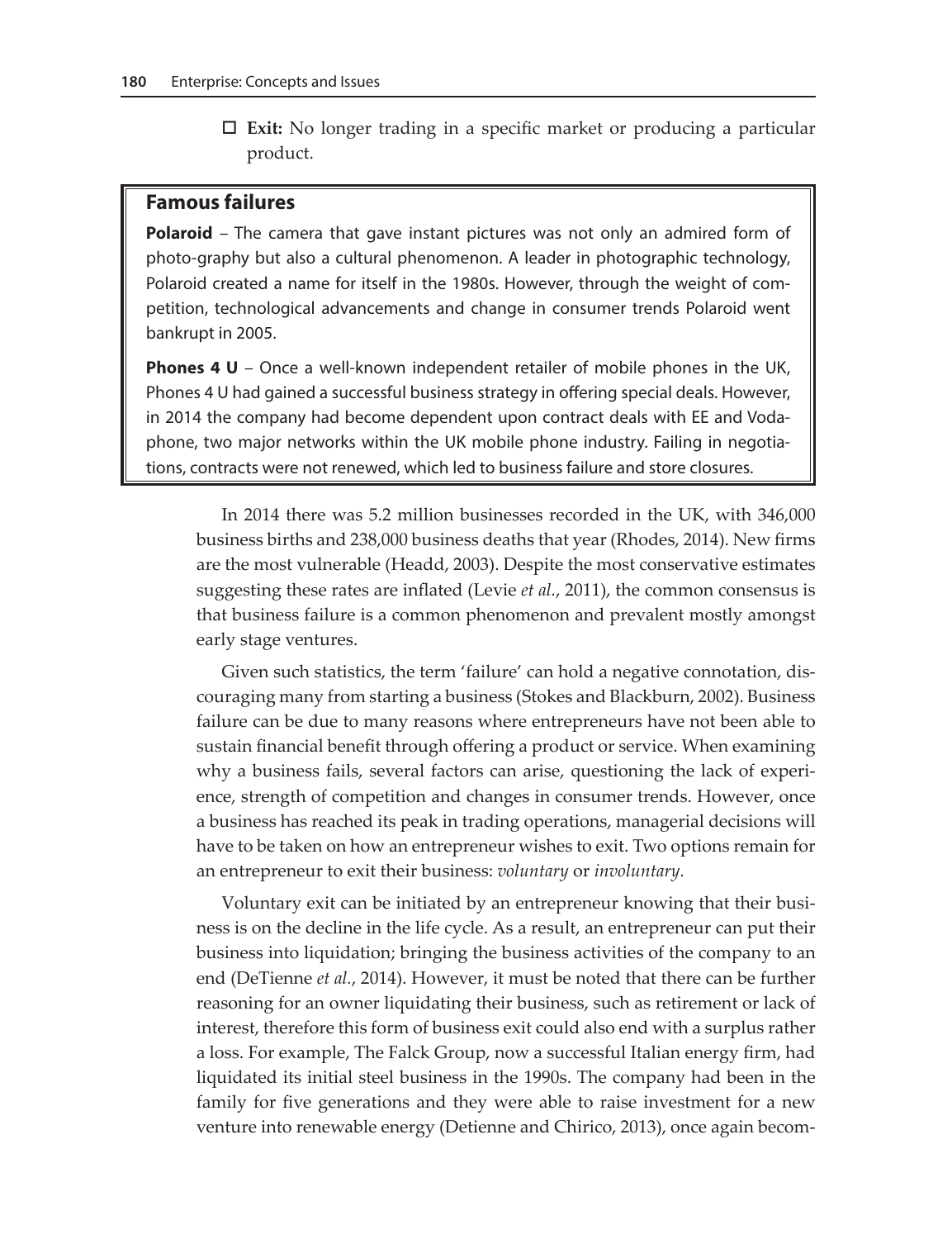- **Exit:** No longer trading in a specific market or producing a particular product.

> ### Famous failures
>
> **Polaroid** – The camera that gave instant pictures was not only an admired form of photo-graphy but also a cultural phenomenon. A leader in photographic technology, Polaroid created a name for itself in the 1980s. However, through the weight of competition, technological advancements and change in consumer trends Polaroid went bankrupt in 2005.
>
> **Phones 4 U** – Once a well-known independent retailer of mobile phones in the UK, Phones 4 U had gained a successful business strategy in offering special deals. However, in 2014 the company had become dependent upon contract deals with EE and Vodaphone, two major networks within the UK mobile phone industry. Failing in negotiations, contracts were not renewed, which led to business failure and store closures.

In 2014 there was 5.2 million businesses recorded in the UK, with 346,000 business births and 238,000 business deaths that year (Rhodes, 2014). New firms are the most vulnerable (Headd, 2003). Despite the most conservative estimates suggesting these rates are inflated (Levie *et al.*, 2011), the common consensus is that business failure is a common phenomenon and prevalent mostly amongst early stage ventures.

Given such statistics, the term 'failure' can hold a negative connotation, discouraging many from starting a business (Stokes and Blackburn, 2002). Business failure can be due to many reasons where entrepreneurs have not been able to sustain financial benefit through offering a product or service. When examining why a business fails, several factors can arise, questioning the lack of experience, strength of competition and changes in consumer trends. However, once a business has reached its peak in trading operations, managerial decisions will have to be taken on how an entrepreneur wishes to exit. Two options remain for an entrepreneur to exit their business: *voluntary* or *involuntary.*

Voluntary exit can be initiated by an entrepreneur knowing that their business is on the decline in the life cycle. As a result, an entrepreneur can put their business into liquidation; bringing the business activities of the company to an end (DeTienne *et al.*, 2014). However, it must be noted that there can be further reasoning for an owner liquidating their business, such as retirement or lack of interest, therefore this form of business exit could also end with a surplus rather a loss. For example, The Falck Group, now a successful Italian energy firm, had liquidated its initial steel business in the 1990s. The company had been in the family for five generations and they were able to raise investment for a new venture into renewable energy (Detienne and Chirico, 2013), once again becom-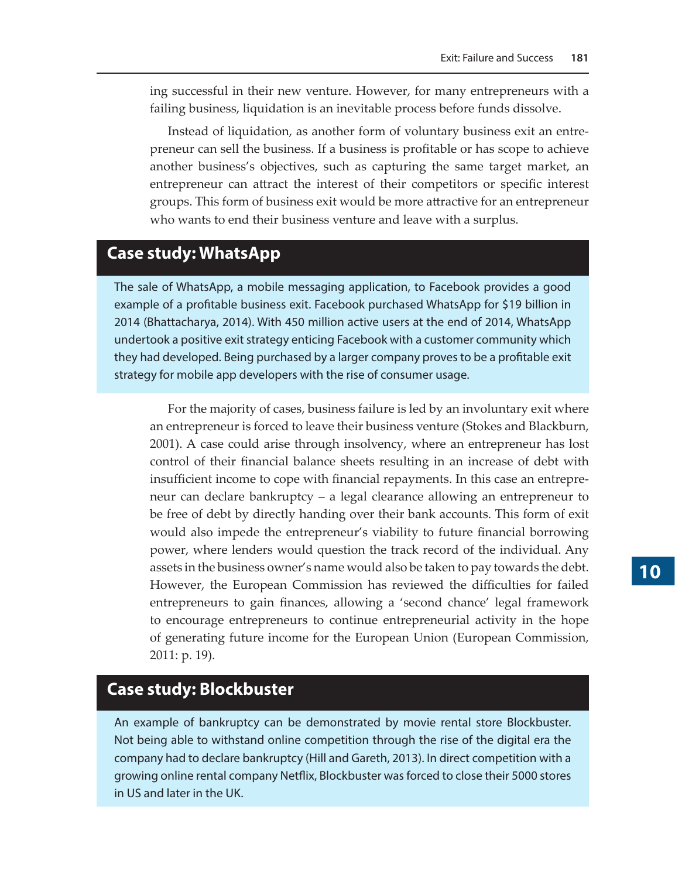ing successful in their new venture. However, for many entrepreneurs with a failing business, liquidation is an inevitable process before funds dissolve.

Instead of liquidation, as another form of voluntary business exit an entrepreneur can sell the business. If a business is profitable or has scope to achieve another business's objectives, such as capturing the same target market, an entrepreneur can attract the interest of their competitors or specific interest groups. This form of business exit would be more attractive for an entrepreneur who wants to end their business venture and leave with a surplus.

## Case study: WhatsApp

The sale of WhatsApp, a mobile messaging application, to Facebook provides a good example of a profitable business exit. Facebook purchased WhatsApp for $19 billion in 2014 (Bhattacharya, 2014). With 450 million active users at the end of 2014, WhatsApp undertook a positive exit strategy enticing Facebook with a customer community which they had developed. Being purchased by a larger company proves to be a profitable exit strategy for mobile app developers with the rise of consumer usage.

For the majority of cases, business failure is led by an involuntary exit where an entrepreneur is forced to leave their business venture (Stokes and Blackburn, 2001). A case could arise through insolvency, where an entrepreneur has lost control of their financial balance sheets resulting in an increase of debt with insufficient income to cope with financial repayments. In this case an entrepreneur can declare bankruptcy – a legal clearance allowing an entrepreneur to be free of debt by directly handing over their bank accounts. This form of exit would also impede the entrepreneur's viability to future financial borrowing power, where lenders would question the track record of the individual. Any assets in the business owner's name would also be taken to pay towards the debt. However, the European Commission has reviewed the difficulties for failed entrepreneurs to gain finances, allowing a 'second chance' legal framework to encourage entrepreneurs to continue entrepreneurial activity in the hope of generating future income for the European Union (European Commission, 2011: p. 19).

## Case study: Blockbuster

An example of bankruptcy can be demonstrated by movie rental store Blockbuster. Not being able to withstand online competition through the rise of the digital era the company had to declare bankruptcy (Hill and Gareth, 2013). In direct competition with a growing online rental company Netflix, Blockbuster was forced to close their 5000 stores in US and later in the UK.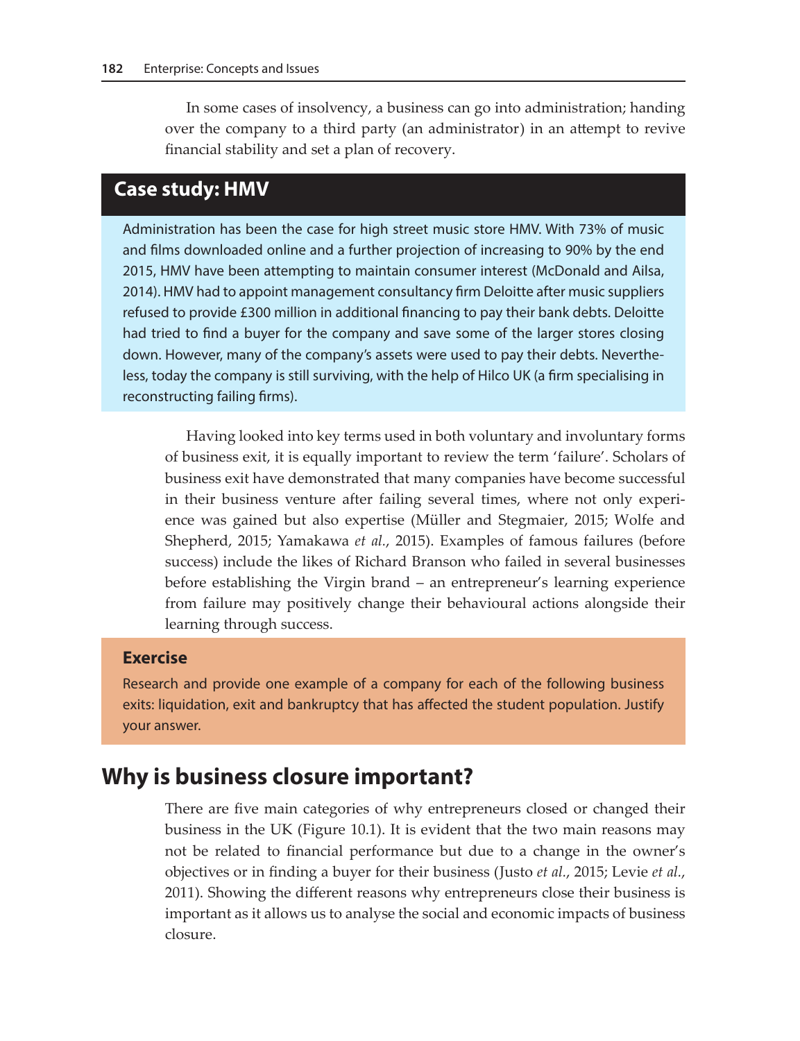In some cases of insolvency, a business can go into administration; handing over the company to a third party (an administrator) in an attempt to revive financial stability and set a plan of recovery.

## Case study: HMV

Administration has been the case for high street music store HMV. With 73% of music and films downloaded online and a further projection of increasing to 90% by the end 2015, HMV have been attempting to maintain consumer interest (McDonald and Ailsa, 2014). HMV had to appoint management consultancy firm Deloitte after music suppliers refused to provide £300 million in additional financing to pay their bank debts. Deloitte had tried to find a buyer for the company and save some of the larger stores closing down. However, many of the company's assets were used to pay their debts. Nevertheless, today the company is still surviving, with the help of Hilco UK (a firm specialising in reconstructing failing firms).

Having looked into key terms used in both voluntary and involuntary forms of business exit, it is equally important to review the term 'failure'. Scholars of business exit have demonstrated that many companies have become successful in their business venture after failing several times, where not only experience was gained but also expertise (Müller and Stegmaier, 2015; Wolfe and Shepherd, 2015; Yamakawa *et al.*, 2015). Examples of famous failures (before success) include the likes of Richard Branson who failed in several businesses before establishing the Virgin brand – an entrepreneur's learning experience from failure may positively change their behavioural actions alongside their learning through success.

**Exercise**

Research and provide one example of a company for each of the following business exits: liquidation, exit and bankruptcy that has affected the student population. Justify your answer.

## Why is business closure important?

There are five main categories of why entrepreneurs closed or changed their business in the UK (Figure 10.1). It is evident that the two main reasons may not be related to financial performance but due to a change in the owner's objectives or in finding a buyer for their business (Justo *et al.*, 2015; Levie *et al.*, 2011). Showing the different reasons why entrepreneurs close their business is important as it allows us to analyse the social and economic impacts of business closure.